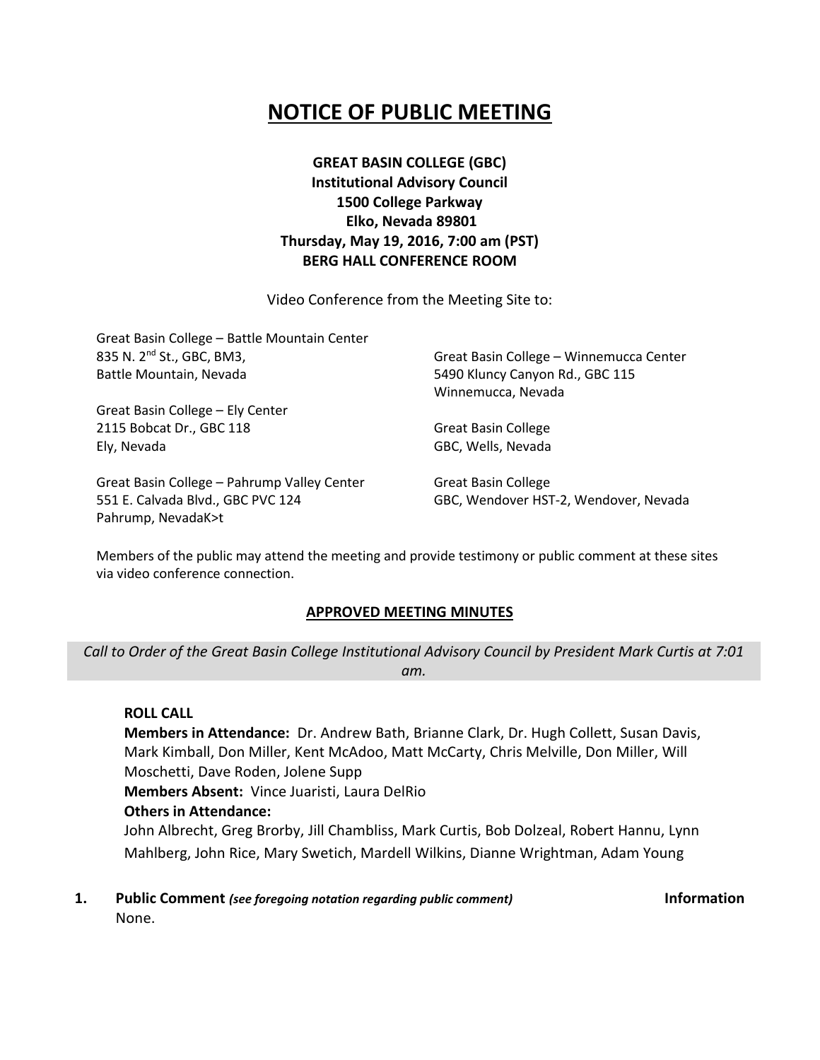# NOTICE OF PUBLIC MEETING

**GREAT BASIN COLLEGE (GBC)**
**Institutional Advisory Council**
**1500 College Parkway**
**Elko, Nevada 89801**
**Thursday, May 19, 2016, 7:00 am (PST)**
**BERG HALL CONFERENCE ROOM**

Video Conference from the Meeting Site to:

Great Basin College – Battle Mountain Center
835 N. 2nd St., GBC, BM3,
Battle Mountain, Nevada

Great Basin College – Ely Center
2115 Bobcat Dr., GBC 118
Ely, Nevada

Great Basin College – Pahrump Valley Center
551 E. Calvada Blvd., GBC PVC 124
Pahrump, NevadaK>t

Great Basin College – Winnemucca Center
5490 Kluncy Canyon Rd., GBC 115
Winnemucca, Nevada

Great Basin College
GBC, Wells, Nevada

Great Basin College
GBC, Wendover HST-2, Wendover, Nevada

Members of the public may attend the meeting and provide testimony or public comment at these sites via video conference connection.

## APPROVED MEETING MINUTES

*Call to Order of the Great Basin College Institutional Advisory Council by President Mark Curtis at 7:01 am.*

**ROLL CALL**
**Members in Attendance:** Dr. Andrew Bath, Brianne Clark, Dr. Hugh Collett, Susan Davis, Mark Kimball, Don Miller, Kent McAdoo, Matt McCarty, Chris Melville, Don Miller, Will Moschetti, Dave Roden, Jolene Supp
**Members Absent:** Vince Juaristi, Laura DelRio
**Others in Attendance:**
John Albrecht, Greg Brorby, Jill Chambliss, Mark Curtis, Bob Dolzeal, Robert Hannu, Lynn Mahlberg, John Rice, Mary Swetich, Mardell Wilkins, Dianne Wrightman, Adam Young

**1. Public Comment** ***(see foregoing notation regarding public comment)*** **Information**
None.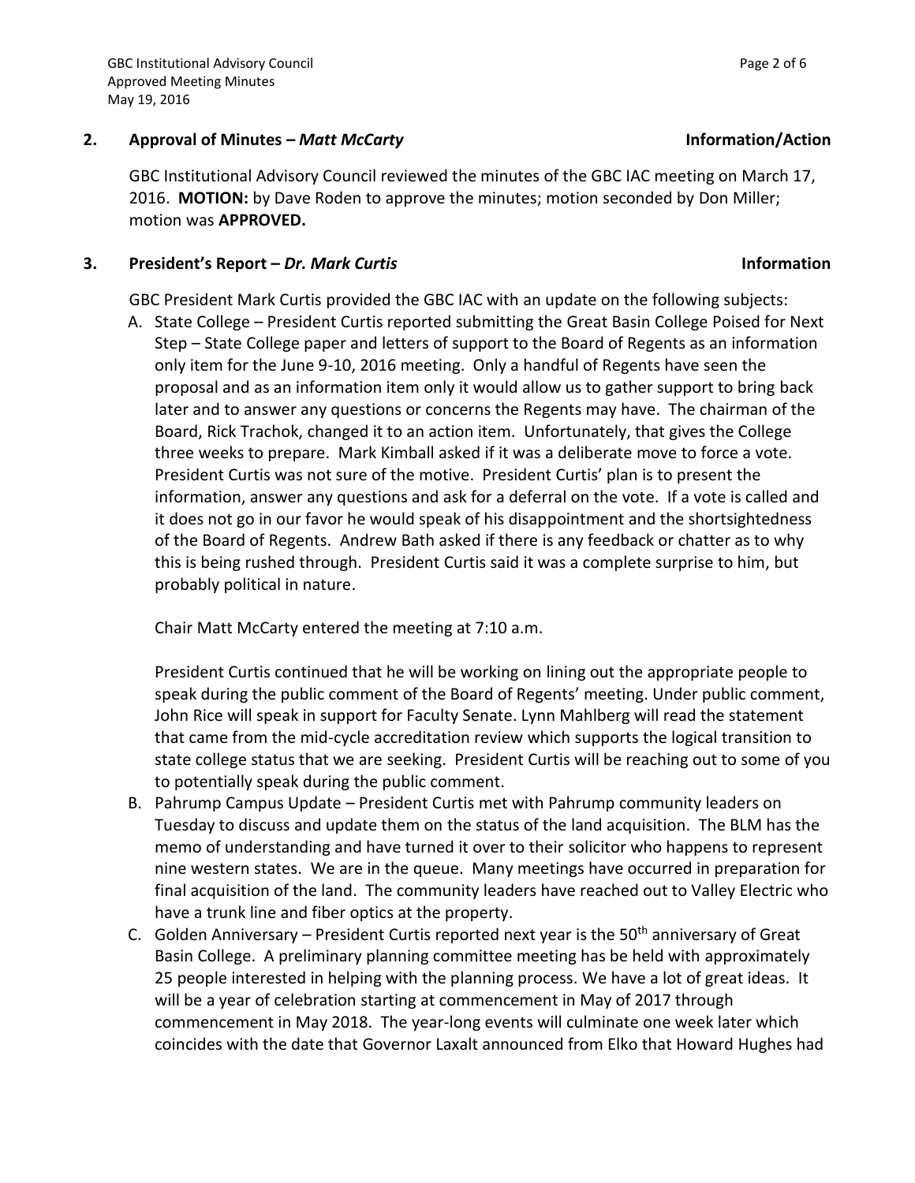## 2. Approval of Minutes – *Matt McCarty* **Information/Action**

GBC Institutional Advisory Council reviewed the minutes of the GBC IAC meeting on March 17, 2016. **MOTION:** by Dave Roden to approve the minutes; motion seconded by Don Miller; motion was **APPROVED.**

## 3. President's Report – *Dr. Mark Curtis* **Information**

GBC President Mark Curtis provided the GBC IAC with an update on the following subjects:

A. State College – President Curtis reported submitting the Great Basin College Poised for Next Step – State College paper and letters of support to the Board of Regents as an information only item for the June 9-10, 2016 meeting. Only a handful of Regents have seen the proposal and as an information item only it would allow us to gather support to bring back later and to answer any questions or concerns the Regents may have. The chairman of the Board, Rick Trachok, changed it to an action item. Unfortunately, that gives the College three weeks to prepare. Mark Kimball asked if it was a deliberate move to force a vote. President Curtis was not sure of the motive. President Curtis' plan is to present the information, answer any questions and ask for a deferral on the vote. If a vote is called and it does not go in our favor he would speak of his disappointment and the shortsightedness of the Board of Regents. Andrew Bath asked if there is any feedback or chatter as to why this is being rushed through. President Curtis said it was a complete surprise to him, but probably political in nature.

   Chair Matt McCarty entered the meeting at 7:10 a.m.

   President Curtis continued that he will be working on lining out the appropriate people to speak during the public comment of the Board of Regents' meeting. Under public comment, John Rice will speak in support for Faculty Senate. Lynn Mahlberg will read the statement that came from the mid-cycle accreditation review which supports the logical transition to state college status that we are seeking. President Curtis will be reaching out to some of you to potentially speak during the public comment.

B. Pahrump Campus Update – President Curtis met with Pahrump community leaders on Tuesday to discuss and update them on the status of the land acquisition. The BLM has the memo of understanding and have turned it over to their solicitor who happens to represent nine western states. We are in the queue. Many meetings have occurred in preparation for final acquisition of the land. The community leaders have reached out to Valley Electric who have a trunk line and fiber optics at the property.

C. Golden Anniversary – President Curtis reported next year is the 50th anniversary of Great Basin College. A preliminary planning committee meeting has be held with approximately 25 people interested in helping with the planning process. We have a lot of great ideas. It will be a year of celebration starting at commencement in May of 2017 through commencement in May 2018. The year-long events will culminate one week later which coincides with the date that Governor Laxalt announced from Elko that Howard Hughes had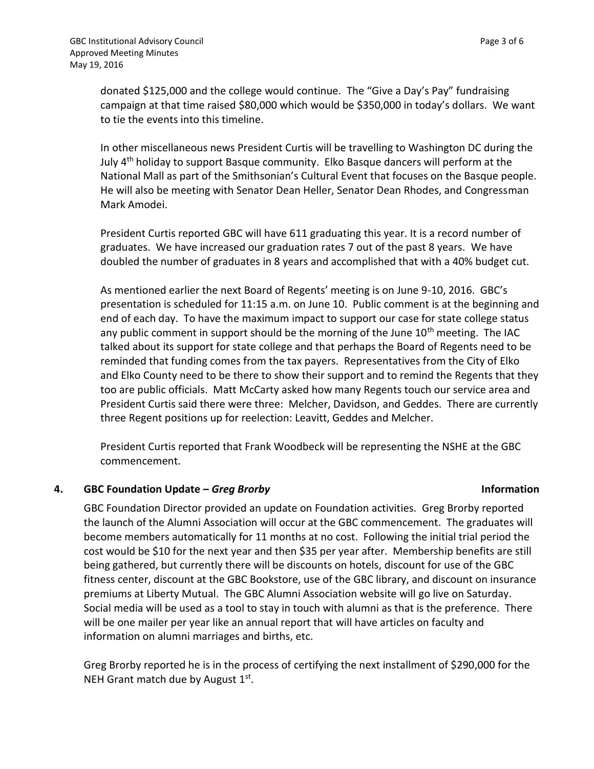donated $125,000 and the college would continue. The "Give a Day's Pay" fundraising campaign at that time raised $80,000 which would be $350,000 in today's dollars. We want to tie the events into this timeline.

In other miscellaneous news President Curtis will be travelling to Washington DC during the July 4th holiday to support Basque community. Elko Basque dancers will perform at the National Mall as part of the Smithsonian's Cultural Event that focuses on the Basque people. He will also be meeting with Senator Dean Heller, Senator Dean Rhodes, and Congressman Mark Amodei.

President Curtis reported GBC will have 611 graduating this year. It is a record number of graduates. We have increased our graduation rates 7 out of the past 8 years. We have doubled the number of graduates in 8 years and accomplished that with a 40% budget cut.

As mentioned earlier the next Board of Regents' meeting is on June 9-10, 2016. GBC's presentation is scheduled for 11:15 a.m. on June 10. Public comment is at the beginning and end of each day. To have the maximum impact to support our case for state college status any public comment in support should be the morning of the June 10th meeting. The IAC talked about its support for state college and that perhaps the Board of Regents need to be reminded that funding comes from the tax payers. Representatives from the City of Elko and Elko County need to be there to show their support and to remind the Regents that they too are public officials. Matt McCarty asked how many Regents touch our service area and President Curtis said there were three: Melcher, Davidson, and Geddes. There are currently three Regent positions up for reelection: Leavitt, Geddes and Melcher.

President Curtis reported that Frank Woodbeck will be representing the NSHE at the GBC commencement.

**4. GBC Foundation Update – *Greg Brorby*** **Information**

GBC Foundation Director provided an update on Foundation activities. Greg Brorby reported the launch of the Alumni Association will occur at the GBC commencement. The graduates will become members automatically for 11 months at no cost. Following the initial trial period the cost would be $10 for the next year and then $35 per year after. Membership benefits are still being gathered, but currently there will be discounts on hotels, discount for use of the GBC fitness center, discount at the GBC Bookstore, use of the GBC library, and discount on insurance premiums at Liberty Mutual. The GBC Alumni Association website will go live on Saturday. Social media will be used as a tool to stay in touch with alumni as that is the preference. There will be one mailer per year like an annual report that will have articles on faculty and information on alumni marriages and births, etc.

Greg Brorby reported he is in the process of certifying the next installment of $290,000 for the NEH Grant match due by August 1st.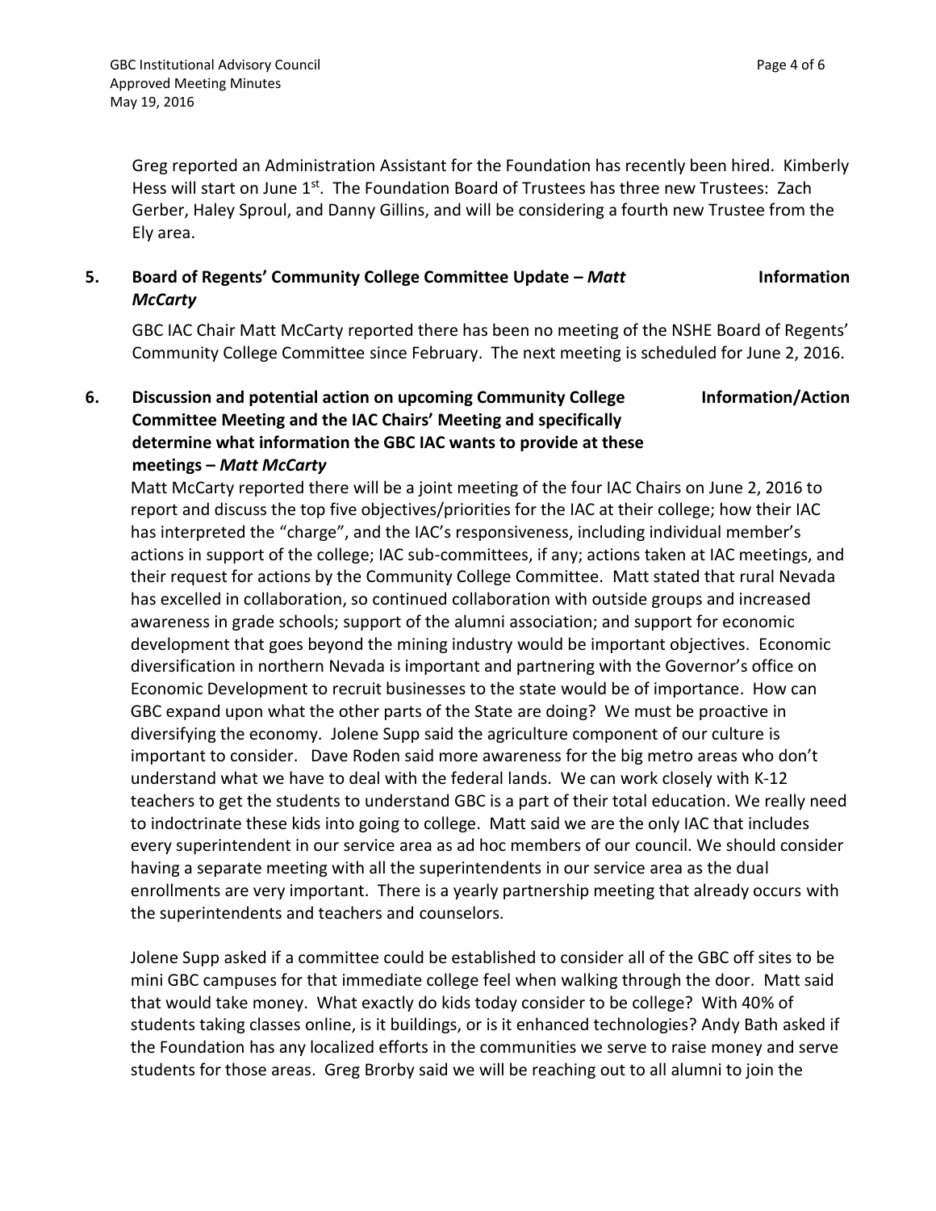Greg reported an Administration Assistant for the Foundation has recently been hired. Kimberly Hess will start on June 1st. The Foundation Board of Trustees has three new Trustees: Zach Gerber, Haley Sproul, and Danny Gillins, and will be considering a fourth new Trustee from the Ely area.

**5. Board of Regents' Community College Committee Update –** ***Matt McCarty*** **Information**

GBC IAC Chair Matt McCarty reported there has been no meeting of the NSHE Board of Regents' Community College Committee since February. The next meeting is scheduled for June 2, 2016.

**6. Discussion and potential action on upcoming Community College Committee Meeting and the IAC Chairs' Meeting and specifically determine what information the GBC IAC wants to provide at these meetings –** ***Matt McCarty*** **Information/Action**

Matt McCarty reported there will be a joint meeting of the four IAC Chairs on June 2, 2016 to report and discuss the top five objectives/priorities for the IAC at their college; how their IAC has interpreted the "charge", and the IAC's responsiveness, including individual member's actions in support of the college; IAC sub-committees, if any; actions taken at IAC meetings, and their request for actions by the Community College Committee. Matt stated that rural Nevada has excelled in collaboration, so continued collaboration with outside groups and increased awareness in grade schools; support of the alumni association; and support for economic development that goes beyond the mining industry would be important objectives. Economic diversification in northern Nevada is important and partnering with the Governor's office on Economic Development to recruit businesses to the state would be of importance. How can GBC expand upon what the other parts of the State are doing? We must be proactive in diversifying the economy. Jolene Supp said the agriculture component of our culture is important to consider. Dave Roden said more awareness for the big metro areas who don't understand what we have to deal with the federal lands. We can work closely with K-12 teachers to get the students to understand GBC is a part of their total education. We really need to indoctrinate these kids into going to college. Matt said we are the only IAC that includes every superintendent in our service area as ad hoc members of our council. We should consider having a separate meeting with all the superintendents in our service area as the dual enrollments are very important. There is a yearly partnership meeting that already occurs with the superintendents and teachers and counselors.

Jolene Supp asked if a committee could be established to consider all of the GBC off sites to be mini GBC campuses for that immediate college feel when walking through the door. Matt said that would take money. What exactly do kids today consider to be college? With 40% of students taking classes online, is it buildings, or is it enhanced technologies? Andy Bath asked if the Foundation has any localized efforts in the communities we serve to raise money and serve students for those areas. Greg Brorby said we will be reaching out to all alumni to join the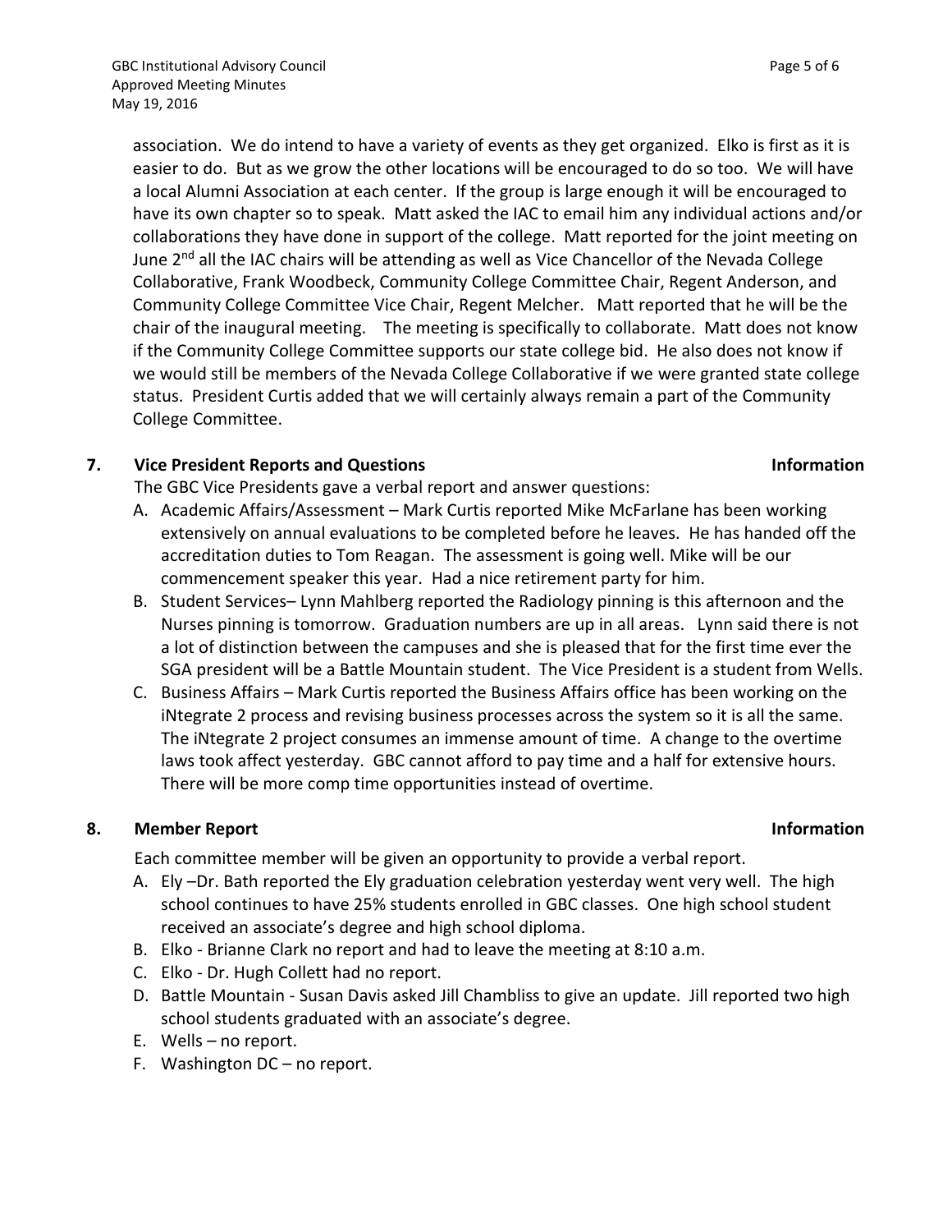association. We do intend to have a variety of events as they get organized. Elko is first as it is easier to do. But as we grow the other locations will be encouraged to do so too. We will have a local Alumni Association at each center. If the group is large enough it will be encouraged to have its own chapter so to speak. Matt asked the IAC to email him any individual actions and/or collaborations they have done in support of the college. Matt reported for the joint meeting on June 2nd all the IAC chairs will be attending as well as Vice Chancellor of the Nevada College Collaborative, Frank Woodbeck, Community College Committee Chair, Regent Anderson, and Community College Committee Vice Chair, Regent Melcher. Matt reported that he will be the chair of the inaugural meeting. The meeting is specifically to collaborate. Matt does not know if the Community College Committee supports our state college bid. He also does not know if we would still be members of the Nevada College Collaborative if we were granted state college status. President Curtis added that we will certainly always remain a part of the Community College Committee.

## 7. Vice President Reports and Questions — Information

The GBC Vice Presidents gave a verbal report and answer questions:

A. Academic Affairs/Assessment – Mark Curtis reported Mike McFarlane has been working extensively on annual evaluations to be completed before he leaves. He has handed off the accreditation duties to Tom Reagan. The assessment is going well. Mike will be our commencement speaker this year. Had a nice retirement party for him.

B. Student Services– Lynn Mahlberg reported the Radiology pinning is this afternoon and the Nurses pinning is tomorrow. Graduation numbers are up in all areas. Lynn said there is not a lot of distinction between the campuses and she is pleased that for the first time ever the SGA president will be a Battle Mountain student. The Vice President is a student from Wells.

C. Business Affairs – Mark Curtis reported the Business Affairs office has been working on the iNtegrate 2 process and revising business processes across the system so it is all the same. The iNtegrate 2 project consumes an immense amount of time. A change to the overtime laws took affect yesterday. GBC cannot afford to pay time and a half for extensive hours. There will be more comp time opportunities instead of overtime.

## 8. Member Report — Information

Each committee member will be given an opportunity to provide a verbal report.

A. Ely –Dr. Bath reported the Ely graduation celebration yesterday went very well. The high school continues to have 25% students enrolled in GBC classes. One high school student received an associate's degree and high school diploma.

B. Elko - Brianne Clark no report and had to leave the meeting at 8:10 a.m.

C. Elko - Dr. Hugh Collett had no report.

D. Battle Mountain - Susan Davis asked Jill Chambliss to give an update. Jill reported two high school students graduated with an associate's degree.

E. Wells – no report.

F. Washington DC – no report.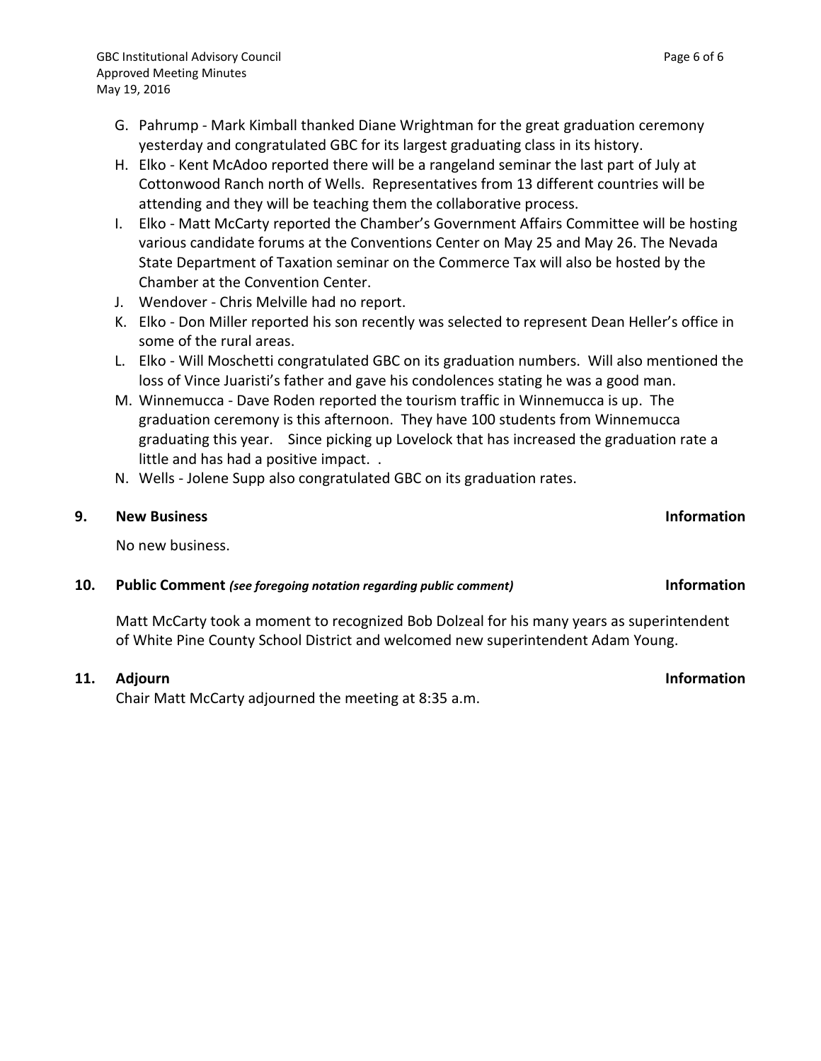G. Pahrump - Mark Kimball thanked Diane Wrightman for the great graduation ceremony yesterday and congratulated GBC for its largest graduating class in its history.
H. Elko - Kent McAdoo reported there will be a rangeland seminar the last part of July at Cottonwood Ranch north of Wells. Representatives from 13 different countries will be attending and they will be teaching them the collaborative process.
I. Elko - Matt McCarty reported the Chamber's Government Affairs Committee will be hosting various candidate forums at the Conventions Center on May 25 and May 26. The Nevada State Department of Taxation seminar on the Commerce Tax will also be hosted by the Chamber at the Convention Center.
J. Wendover - Chris Melville had no report.
K. Elko - Don Miller reported his son recently was selected to represent Dean Heller's office in some of the rural areas.
L. Elko - Will Moschetti congratulated GBC on its graduation numbers. Will also mentioned the loss of Vince Juaristi's father and gave his condolences stating he was a good man.
M. Winnemucca - Dave Roden reported the tourism traffic in Winnemucca is up. The graduation ceremony is this afternoon. They have 100 students from Winnemucca graduating this year. Since picking up Lovelock that has increased the graduation rate a little and has had a positive impact. .
N. Wells - Jolene Supp also congratulated GBC on its graduation rates.

**9. New Business** **Information**

No new business.

**10. Public Comment** ***(see foregoing notation regarding public comment)*** **Information**

Matt McCarty took a moment to recognized Bob Dolzeal for his many years as superintendent of White Pine County School District and welcomed new superintendent Adam Young.

**11. Adjourn** **Information**

Chair Matt McCarty adjourned the meeting at 8:35 a.m.